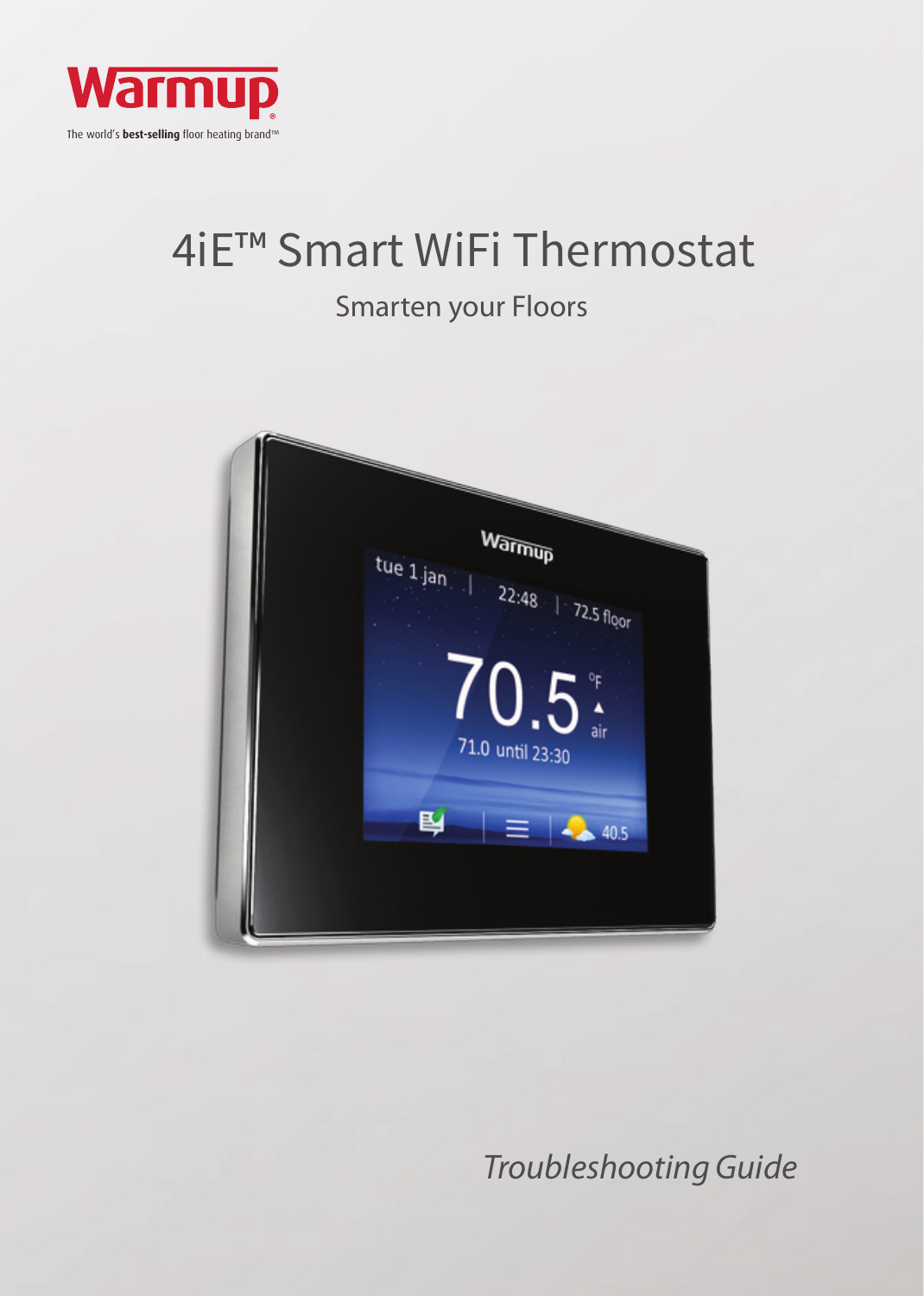Warmup

The world's **best-selling** floor heating brand™

# 4iE™ Smart WiFi Thermostat

## Smarten your Floors

*Troubleshooting Guide*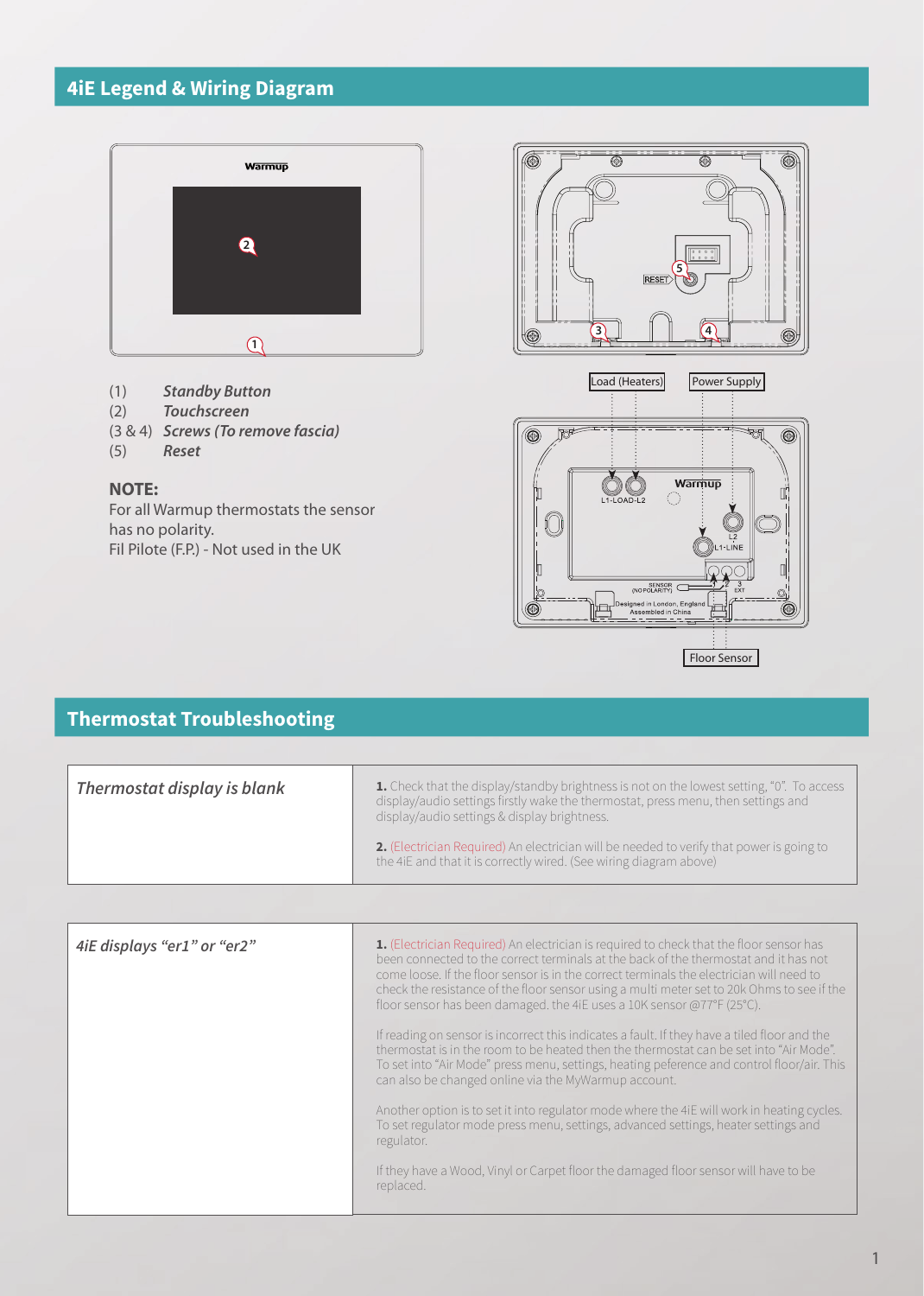## 4iE Legend & Wiring Diagram

(1) *Standby Button*
(2) *Touchscreen*
(3 & 4) *Screws (To remove fascia)*
(5) *Reset*

**NOTE:**
For all Warmup thermostats the sensor has no polarity.
Fil Pilote (F.P.) - Not used in the UK

## Thermostat Troubleshooting

| | |
|---|---|
| *Thermostat display is blank* | **1.** Check that the display/standby brightness is not on the lowest setting, "0". To access display/audio settings firstly wake the thermostat, press menu, then settings and display/audio settings & display brightness.<br><br>**2.** (Electrician Required) An electrician will be needed to verify that power is going to the 4iE and that it is correctly wired. (See wiring diagram above) |

| | |
|---|---|
| *4iE displays "er1" or "er2"* | **1.** (Electrician Required) An electrician is required to check that the floor sensor has been connected to the correct terminals at the back of the thermostat and it has not come loose. If the floor sensor is in the correct terminals the electrician will need to check the resistance of the floor sensor using a multi meter set to 20k Ohms to see if the floor sensor has been damaged. the 4iE uses a 10K sensor @77°F (25°C).<br><br>If reading on sensor is incorrect this indicates a fault. If they have a tiled floor and the thermostat is in the room to be heated then the thermostat can be set into "Air Mode". To set into "Air Mode" press menu, settings, heating peference and control floor/air. This can also be changed online via the MyWarmup account.<br><br>Another option is to set it into regulator mode where the 4iE will work in heating cycles. To set regulator mode press menu, settings, advanced settings, heater settings and regulator.<br><br>If they have a Wood, Vinyl or Carpet floor the damaged floor sensor will have to be replaced. |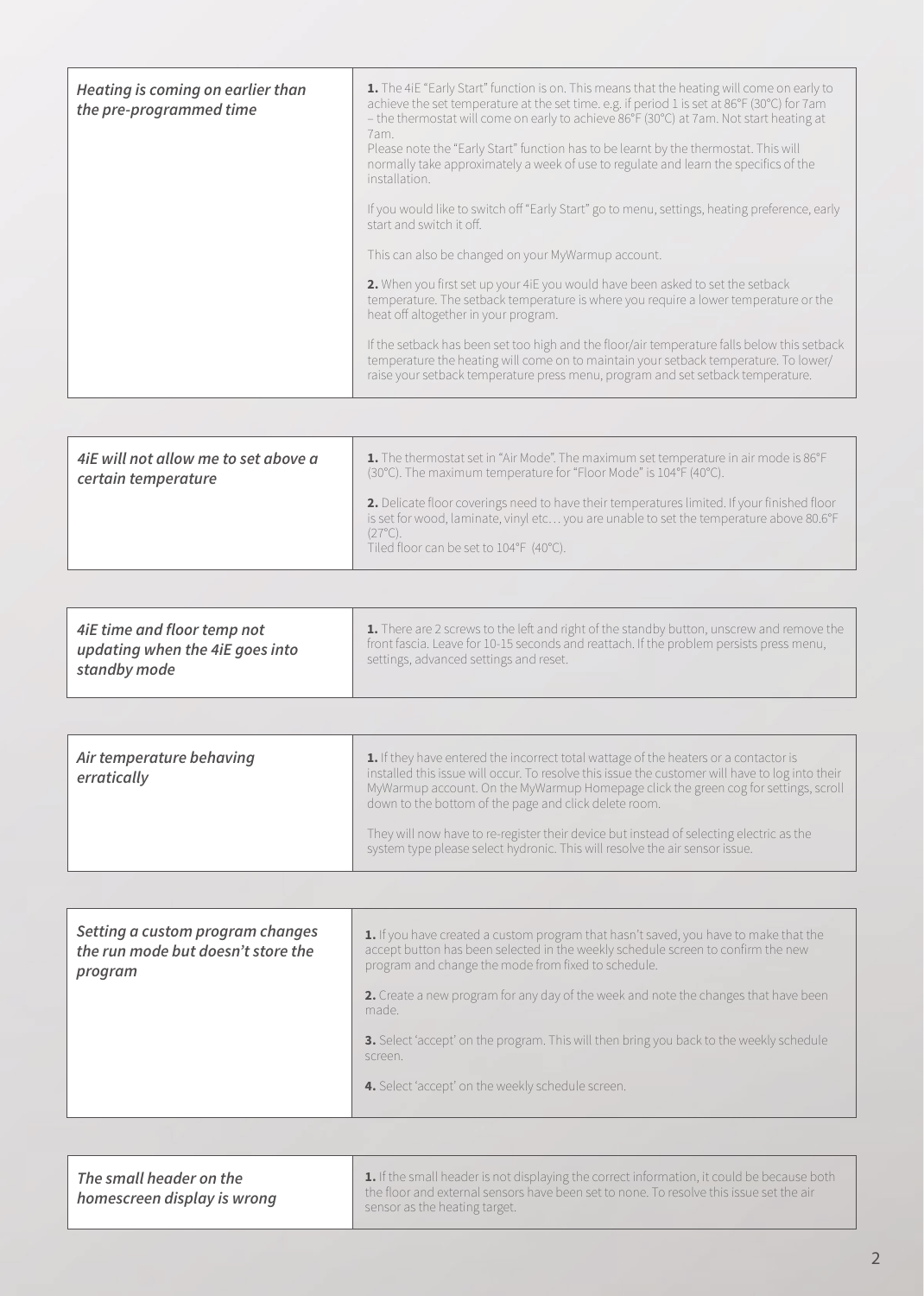| *Heating is coming on earlier than the pre-programmed time* | **1.** The 4iE "Early Start" function is on. This means that the heating will come on early to achieve the set temperature at the set time. e.g. if period 1 is set at 86°F (30°C) for 7am – the thermostat will come on early to achieve 86°F (30°C) at 7am. Not start heating at 7am.<br>Please note the "Early Start" function has to be learnt by the thermostat. This will normally take approximately a week of use to regulate and learn the specifics of the installation.<br><br>If you would like to switch off "Early Start" go to menu, settings, heating preference, early start and switch it off.<br><br>This can also be changed on your MyWarmup account.<br><br>**2.** When you first set up your 4iE you would have been asked to set the setback temperature. The setback temperature is where you require a lower temperature or the heat off altogether in your program.<br><br>If the setback has been set too high and the floor/air temperature falls below this setback temperature the heating will come on to maintain your setback temperature. To lower/raise your setback temperature press menu, program and set setback temperature. |
|---|---|

| *4iE will not allow me to set above a certain temperature* | **1.** The thermostat set in "Air Mode". The maximum set temperature in air mode is 86°F (30°C). The maximum temperature for "Floor Mode" is 104°F (40°C).<br><br>**2.** Delicate floor coverings need to have their temperatures limited. If your finished floor is set for wood, laminate, vinyl etc… you are unable to set the temperature above 80.6°F (27°C).<br>Tiled floor can be set to 104°F (40°C). |
|---|---|

| *4iE time and floor temp not updating when the 4iE goes into standby mode* | **1.** There are 2 screws to the left and right of the standby button, unscrew and remove the front fascia. Leave for 10-15 seconds and reattach. If the problem persists press menu, settings, advanced settings and reset. |
|---|---|

| *Air temperature behaving erratically* | **1.** If they have entered the incorrect total wattage of the heaters or a contactor is installed this issue will occur. To resolve this issue the customer will have to log into their MyWarmup account. On the MyWarmup Homepage click the green cog for settings, scroll down to the bottom of the page and click delete room.<br><br>They will now have to re-register their device but instead of selecting electric as the system type please select hydronic. This will resolve the air sensor issue. |
|---|---|

| *Setting a custom program changes the run mode but doesn't store the program* | **1.** If you have created a custom program that hasn't saved, you have to make that the accept button has been selected in the weekly schedule screen to confirm the new program and change the mode from fixed to schedule.<br><br>**2.** Create a new program for any day of the week and note the changes that have been made.<br><br>**3.** Select 'accept' on the program. This will then bring you back to the weekly schedule screen.<br><br>**4.** Select 'accept' on the weekly schedule screen. |
|---|---|

| *The small header on the homescreen display is wrong* | **1.** If the small header is not displaying the correct information, it could be because both the floor and external sensors have been set to none. To resolve this issue set the air sensor as the heating target. |
|---|---|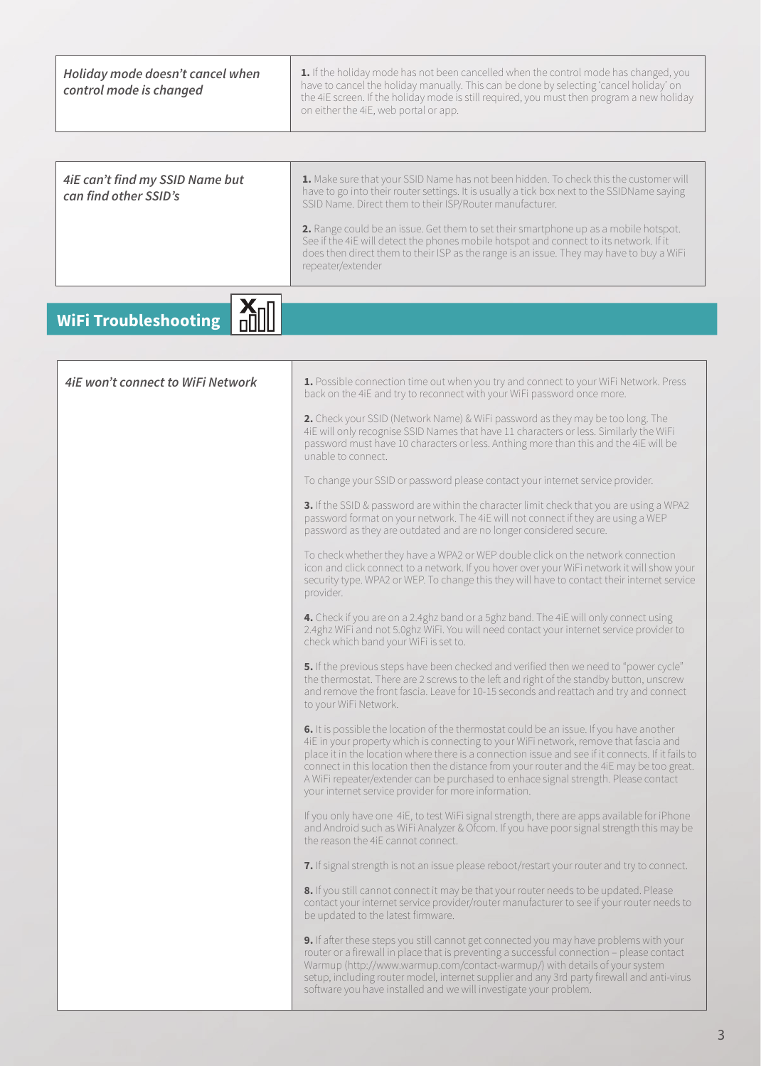| Holiday mode doesn't cancel when control mode is changed | **1.** If the holiday mode has not been cancelled when the control mode has changed, you have to cancel the holiday manually. This can be done by selecting 'cancel holiday' on the 4iE screen. If the holiday mode is still required, you must then program a new holiday on either the 4iE, web portal or app. |
|---|---|

| 4iE can't find my SSID Name but can find other SSID's | **1.** Make sure that your SSID Name has not been hidden. To check this the customer will have to go into their router settings. It is usually a tick box next to the SSIDName saying SSID Name. Direct them to their ISP/Router manufacturer.<br><br>**2.** Range could be an issue. Get them to set their smartphone up as a mobile hotspot. See if the 4iE will detect the phones mobile hotspot and connect to its network. If it does then direct them to their ISP as the range is an issue. They may have to buy a WiFi repeater/extender |
|---|---|

## WiFi Troubleshooting

| 4iE won't connect to WiFi Network | **1.** Possible connection time out when you try and connect to your WiFi Network. Press back on the 4iE and try to reconnect with your WiFi password once more.<br><br>**2.** Check your SSID (Network Name) & WiFi password as they may be too long. The 4iE will only recognise SSID Names that have 11 characters or less. Similarly the WiFi password must have 10 characters or less. Anthing more than this and the 4iE will be unable to connect.<br><br>To change your SSID or password please contact your internet service provider.<br><br>**3.** If the SSID & password are within the character limit check that you are using a WPA2 password format on your network. The 4iE will not connect if they are using a WEP password as they are outdated and are no longer considered secure.<br><br>To check whether they have a WPA2 or WEP double click on the network connection icon and click connect to a network. If you hover over your WiFi network it will show your security type. WPA2 or WEP. To change this they will have to contact their internet service provider.<br><br>**4.** Check if you are on a 2.4ghz band or a 5ghz band. The 4iE will only connect using 2.4ghz WiFi and not 5.0ghz WiFi. You will need contact your internet service provider to check which band your WiFi is set to.<br><br>**5.** If the previous steps have been checked and verified then we need to "power cycle" the thermostat. There are 2 screws to the left and right of the standby button, unscrew and remove the front fascia. Leave for 10-15 seconds and reattach and try and connect to your WiFi Network.<br><br>**6.** It is possible the location of the thermostat could be an issue. If you have another 4iE in your property which is connecting to your WiFi network, remove that fascia and place it in the location where there is a connection issue and see if it connects. If it fails to connect in this location then the distance from your router and the 4iE may be too great. A WiFi repeater/extender can be purchased to enhace signal strength. Please contact your internet service provider for more information.<br><br>If you only have one 4iE, to test WiFi signal strength, there are apps available for iPhone and Android such as WiFi Analyzer & Ofcom. If you have poor signal strength this may be the reason the 4iE cannot connect.<br><br>**7.** If signal strength is not an issue please reboot/restart your router and try to connect.<br><br>**8.** If you still cannot connect it may be that your router needs to be updated. Please contact your internet service provider/router manufacturer to see if your router needs to be updated to the latest firmware.<br><br>**9.** If after these steps you still cannot get connected you may have problems with your router or a firewall in place that is preventing a successful connection – please contact Warmup (http://www.warmup.com/contact-warmup/) with details of your system setup, including router model, internet supplier and any 3rd party firewall and anti-virus software you have installed and we will investigate your problem. |
|---|---|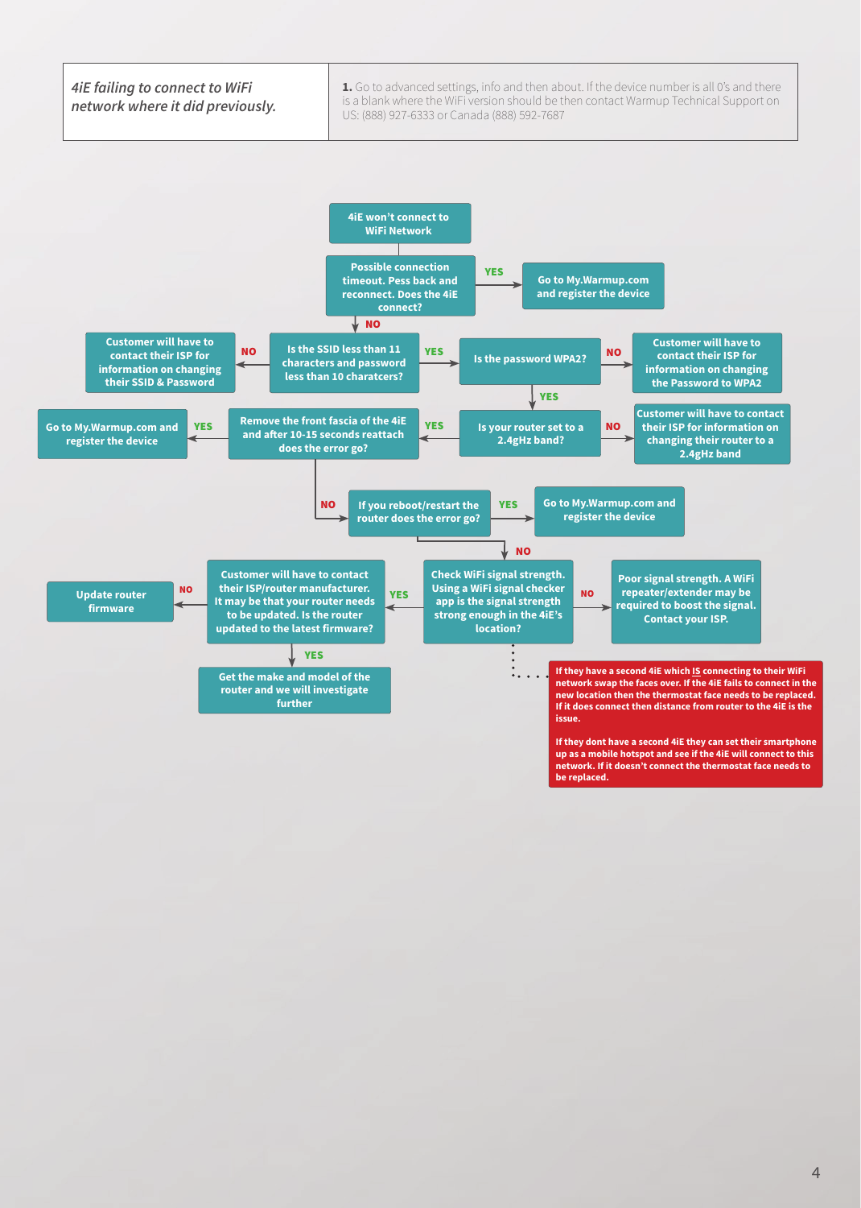| *4iE failing to connect to WiFi network where it did previously.* | **1.** Go to advanced settings, info and then about. If the device number is all 0's and there is a blank where the WiFi version should be then contact Warmup Technical Support on US: (888) 927-6333 or Canada (888) 592-7687 |
|---|---|

**4iE won't connect to WiFi Network**

**Possible connection timeout. Pess back and reconnect. Does the 4iE connect?**
- YES → **Go to My.Warmup.com and register the device**
- NO → **Is the SSID less than 11 characters and password less than 10 charatcers?**

**Is the SSID less than 11 characters and password less than 10 charatcers?**
- NO → **Customer will have to contact their ISP for information on changing their SSID & Password**
- YES → **Is the password WPA2?**

**Is the password WPA2?**
- NO → **Customer will have to contact their ISP for information on changing the Password to WPA2**
- YES → **Is your router set to a 2.4gHz band?**

**Is your router set to a 2.4gHz band?**
- NO → **Customer will have to contact their ISP for information on changing their router to a 2.4gHz band**
- YES → **Remove the front fascia of the 4iE and after 10-15 seconds reattach does the error go?**

**Remove the front fascia of the 4iE and after 10-15 seconds reattach does the error go?**
- YES → **Go to My.Warmup.com and register the device**
- NO → **If you reboot/restart the router does the error go?**

**If you reboot/restart the router does the error go?**
- YES → **Go to My.Warmup.com and register the device**
- NO → **Check WiFi signal strength. Using a WiFi signal checker app is the signal strength strong enough in the 4iE's location?**

**Check WiFi signal strength. Using a WiFi signal checker app is the signal strength strong enough in the 4iE's location?**
- NO → **Poor signal strength. A WiFi repeater/extender may be required to boost the signal. Contact your ISP.**
- YES → **Customer will have to contact their ISP/router manufacturer. It may be that your router needs to be updated. Is the router updated to the latest firmware?**

**Customer will have to contact their ISP/router manufacturer. It may be that your router needs to be updated. Is the router updated to the latest firmware?**
- NO → **Update router firmware**
- YES → **Get the make and model of the router and we will investigate further**

**If they have a second 4iE which IS connecting to their WiFi network swap the faces over. If the 4iE fails to connect in the new location then the thermostat face needs to be replaced. If it does connect then distance from router to the 4iE is the issue.**

**If they dont have a second 4iE they can set their smartphone up as a mobile hotspot and see if the 4iE will connect to this network. If it doesn't connect the thermostat face needs to be replaced.**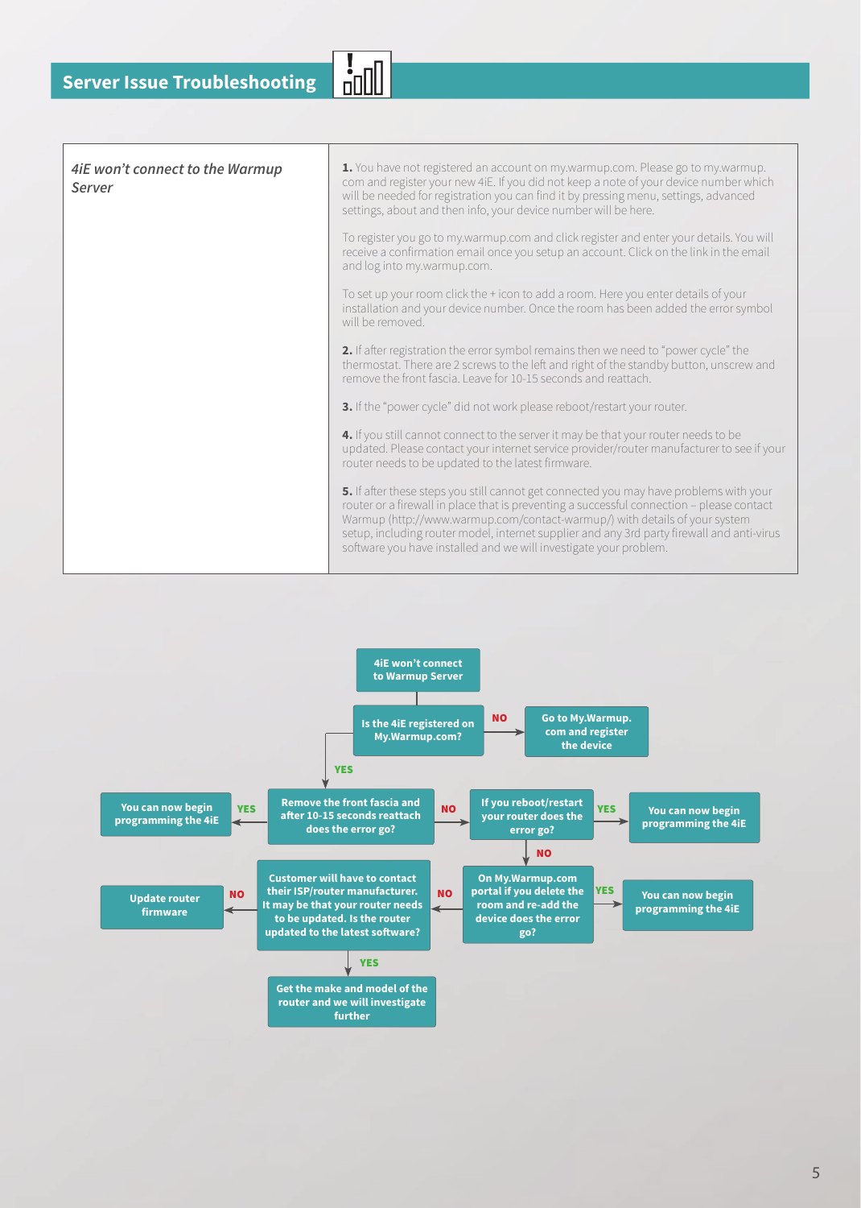## Server Issue Troubleshooting

| | |
|---|---|
| *4iE won't connect to the Warmup Server* | **1.** You have not registered an account on my.warmup.com. Please go to my.warmup.com and register your new 4iE. If you did not keep a note of your device number which will be needed for registration you can find it by pressing menu, settings, advanced settings, about and then info, your device number will be here.<br><br>To register you go to my.warmup.com and click register and enter your details. You will receive a confirmation email once you setup an account. Click on the link in the email and log into my.warmup.com.<br><br>To set up your room click the + icon to add a room. Here you enter details of your installation and your device number. Once the room has been added the error symbol will be removed.<br><br>**2.** If after registration the error symbol remains then we need to "power cycle" the thermostat. There are 2 screws to the left and right of the standby button, unscrew and remove the front fascia. Leave for 10-15 seconds and reattach.<br><br>**3.** If the "power cycle" did not work please reboot/restart your router.<br><br>**4.** If you still cannot connect to the server it may be that your router needs to be updated. Please contact your internet service provider/router manufacturer to see if your router needs to be updated to the latest firmware.<br><br>**5.** If after these steps you still cannot get connected you may have problems with your router or a firewall in place that is preventing a successful connection – please contact Warmup (http://www.warmup.com/contact-warmup/) with details of your system setup, including router model, internet supplier and any 3rd party firewall and anti-virus software you have installed and we will investigate your problem. |

**4iE won't connect to Warmup Server**

- **Is the 4iE registered on My.Warmup.com?**
  - **NO** → Go to My.Warmup.com and register the device
  - **YES** → **Remove the front fascia and after 10-15 seconds reattach does the error go?**
    - **YES** → You can now begin programming the 4iE
    - **NO** → **If you reboot/restart your router does the error go?**
      - **YES** → You can now begin programming the 4iE
      - **NO** → **On My.Warmup.com portal if you delete the room and re-add the device does the error go?**
        - **YES** → You can now begin programming the 4iE
        - **NO** → **Customer will have to contact their ISP/router manufacturer. It may be that your router needs to be updated. Is the router updated to the latest software?**
          - **NO** → Update router firmware
          - **YES** → Get the make and model of the router and we will investigate further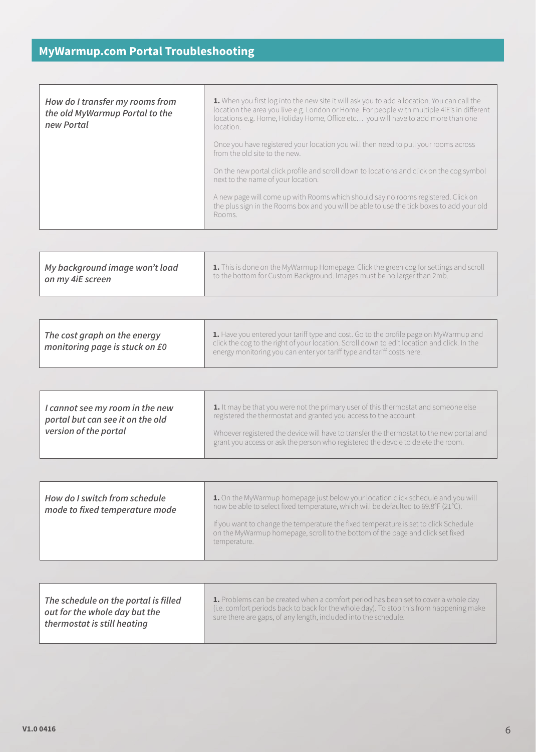## MyWarmup.com Portal Troubleshooting

| | |
|---|---|
| *How do I transfer my rooms from the old MyWarmup Portal to the new Portal* | **1.** When you first log into the new site it will ask you to add a location. You can call the location the area you live e.g. London or Home. For people with multiple 4iE's in different locations e.g. Home, Holiday Home, Office etc… you will have to add more than one location.<br><br>Once you have registered your location you will then need to pull your rooms across from the old site to the new.<br><br>On the new portal click profile and scroll down to locations and click on the cog symbol next to the name of your location.<br><br>A new page will come up with Rooms which should say no rooms registered. Click on the plus sign in the Rooms box and you will be able to use the tick boxes to add your old Rooms. |

| | |
|---|---|
| *My background image won't load on my 4iE screen* | **1.** This is done on the MyWarmup Homepage. Click the green cog for settings and scroll to the bottom for Custom Background. Images must be no larger than 2mb. |

| | |
|---|---|
| *The cost graph on the energy monitoring page is stuck on £0* | **1.** Have you entered your tariff type and cost. Go to the profile page on MyWarmup and click the cog to the right of your location. Scroll down to edit location and click. In the energy monitoring you can enter yor tariff type and tariff costs here. |

| | |
|---|---|
| *I cannot see my room in the new portal but can see it on the old version of the portal* | **1.** It may be that you were not the primary user of this thermostat and someone else registered the thermostat and granted you access to the account.<br><br>Whoever registered the device will have to transfer the thermostat to the new portal and grant you access or ask the person who registered the devcie to delete the room. |

| | |
|---|---|
| *How do I switch from schedule mode to fixed temperature mode* | **1.** On the MyWarmup homepage just below your location click schedule and you will now be able to select fixed temperature, which will be defaulted to 69.8°F (21°C).<br><br>If you want to change the temperature the fixed temperature is set to click Schedule on the MyWarmup homepage, scroll to the bottom of the page and click set fixed temperature. |

| | |
|---|---|
| *The schedule on the portal is filled out for the whole day but the thermostat is still heating* | **1.** Problems can be created when a comfort period has been set to cover a whole day (i.e. comfort periods back to back for the whole day). To stop this from happening make sure there are gaps, of any length, included into the schedule. |

V1.0 0416